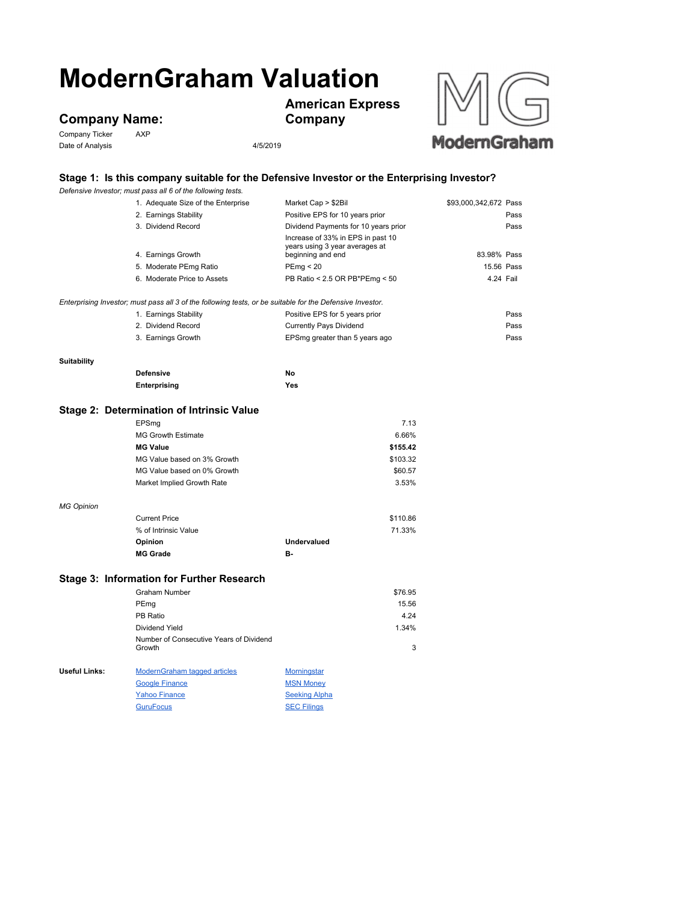# ModernGraham Valuation

## Company Name:

**American Express Company**

Company Ticker AXP

Date of Analysis 4/5/2019

### Stage 1: Is this company suitable for the Defensive Investor or the Enterprising Investor?

*Defensive Investor; must pass all 6 of the following tests.*

| Test | Criteria | Value | Result |
|---|---|---|---|
| 1. Adequate Size of the Enterprise | Market Cap > $2Bil | $93,000,342,672 | Pass |
| 2. Earnings Stability | Positive EPS for 10 years prior | | Pass |
| 3. Dividend Record | Dividend Payments for 10 years prior | | Pass |
| 4. Earnings Growth | Increase of 33% in EPS in past 10 years using 3 year averages at beginning and end | 83.98% | Pass |
| 5. Moderate PEmg Ratio | PEmg < 20 | 15.56 | Pass |
| 6. Moderate Price to Assets | PB Ratio < 2.5 OR PB*PEmg < 50 | 4.24 | Fail |

*Enterprising Investor; must pass all 3 of the following tests, or be suitable for the Defensive Investor.*

| Test | Criteria | Result |
|---|---|---|
| 1. Earnings Stability | Positive EPS for 5 years prior | Pass |
| 2. Dividend Record | Currently Pays Dividend | Pass |
| 3. Earnings Growth | EPSmg greater than 5 years ago | Pass |

**Suitability**

| | |
|---|---|
| **Defensive** | **No** |
| **Enterprising** | **Yes** |

### Stage 2: Determination of Intrinsic Value

| | |
|---|---|
| EPSmg | 7.13 |
| MG Growth Estimate | 6.66% |
| **MG Value** | **$155.42** |
| MG Value based on 3% Growth | $103.32 |
| MG Value based on 0% Growth | $60.57 |
| Market Implied Growth Rate | 3.53% |

*MG Opinion*

| | | |
|---|---|---|
| Current Price | | $110.86 |
| % of Intrinsic Value | | 71.33% |
| **Opinion** | **Undervalued** | |
| **MG Grade** | **B-** | |

### Stage 3: Information for Further Research

| | |
|---|---|
| Graham Number | $76.95 |
| PEmg | 15.56 |
| PB Ratio | 4.24 |
| Dividend Yield | 1.34% |
| Number of Consecutive Years of Dividend Growth | 3 |

**Useful Links:**

| | |
|---|---|
| ModernGraham tagged articles | Morningstar |
| Google Finance | MSN Money |
| Yahoo Finance | Seeking Alpha |
| GuruFocus | SEC Filings |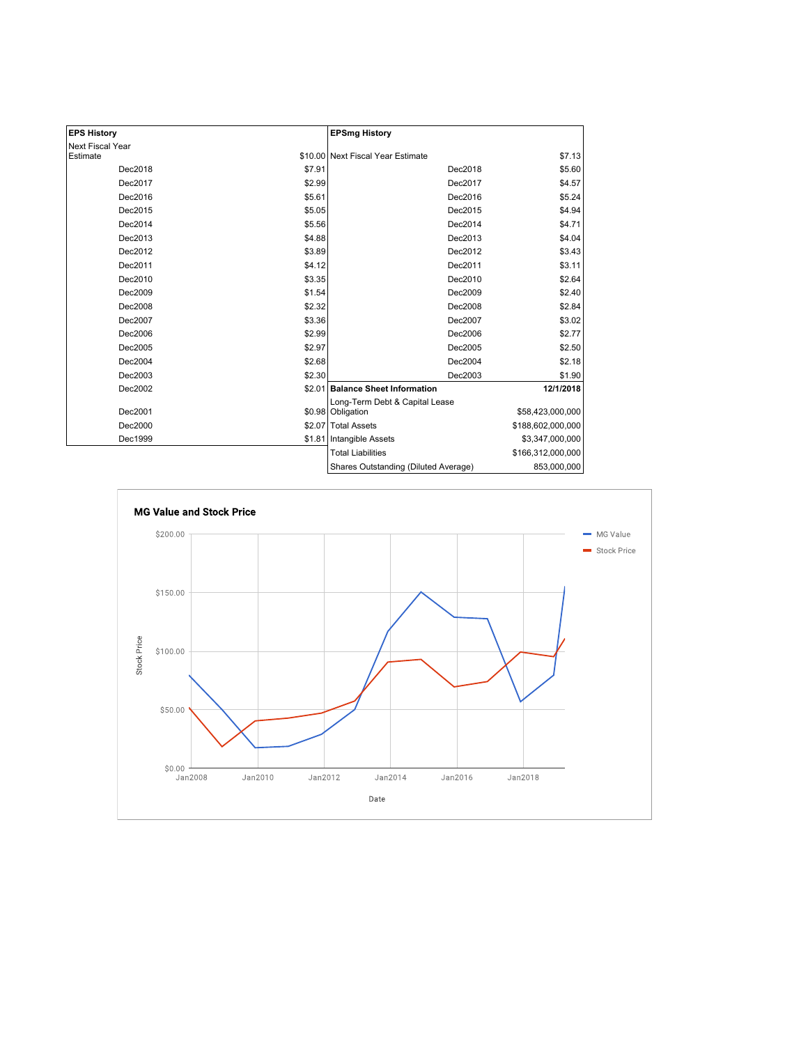| EPS History | | EPSmg History | |
|---|---|---|---|
| Next Fiscal Year Estimate | $10.00 | Next Fiscal Year Estimate | $7.13 |
| Dec2018 | $7.91 | Dec2018 | $5.60 |
| Dec2017 | $2.99 | Dec2017 | $4.57 |
| Dec2016 | $5.61 | Dec2016 | $5.24 |
| Dec2015 | $5.05 | Dec2015 | $4.94 |
| Dec2014 | $5.56 | Dec2014 | $4.71 |
| Dec2013 | $4.88 | Dec2013 | $4.04 |
| Dec2012 | $3.89 | Dec2012 | $3.43 |
| Dec2011 | $4.12 | Dec2011 | $3.11 |
| Dec2010 | $3.35 | Dec2010 | $2.64 |
| Dec2009 | $1.54 | Dec2009 | $2.40 |
| Dec2008 | $2.32 | Dec2008 | $2.84 |
| Dec2007 | $3.36 | Dec2007 | $3.02 |
| Dec2006 | $2.99 | Dec2006 | $2.77 |
| Dec2005 | $2.97 | Dec2005 | $2.50 |
| Dec2004 | $2.68 | Dec2004 | $2.18 |
| Dec2003 | $2.30 | Dec2003 | $1.90 |
| Dec2002 | $2.01 | **Balance Sheet Information** | **12/1/2018** |
| Dec2001 | $0.98 | Long-Term Debt & Capital Lease Obligation | $58,423,000,000 |
| Dec2000 | $2.07 | Total Assets | $188,602,000,000 |
| Dec1999 | $1.81 | Intangible Assets | $3,347,000,000 |
| | | Total Liabilities | $166,312,000,000 |
| | | Shares Outstanding (Diluted Average) | 853,000,000 |

**MG Value and Stock Price**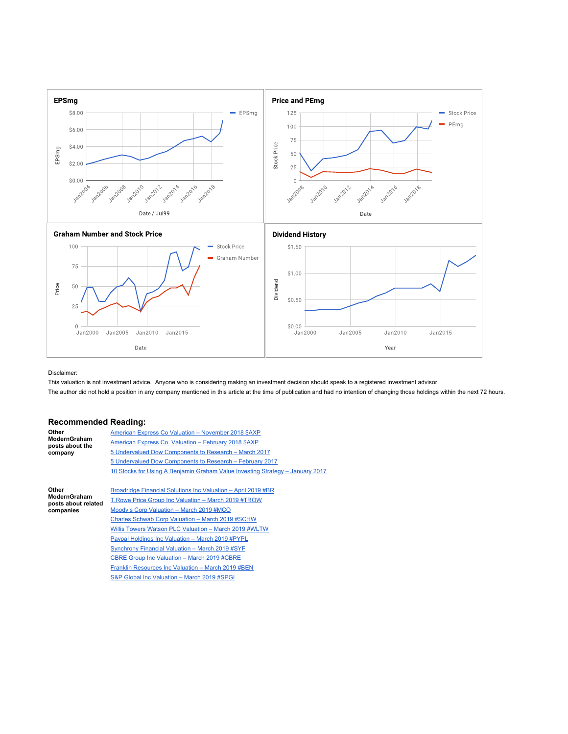## EPSmg

$8.00
$6.00
$4.00
$2.00
$0.00

EPSmg

Jan2004 Jan2006 Jan2008 Jan2010 Jan2012 Jan2014 Jan2016 Jan2018

Date / Jul99

EPSmg

## Price and PEmg

125
100
75
50
25
0

Stock Price

Jan2008 Jan2010 Jan2012 Jan2014 Jan2016 Jan2018

Date

Stock Price
PEmg

## Graham Number and Stock Price

100
75
50
25
0

Price

Jan2000 Jan2005 Jan2010 Jan2015

Date

Stock Price
Graham Number

## Dividend History

$1.50
$1.00
$0.50
$0.00

Dividend

Jan2000 Jan2005 Jan2010 Jan2015

Year

Disclaimer:

This valuation is not investment advice. Anyone who is considering making an investment decision should speak to a registered investment advisor.

The author did not hold a position in any company mentioned in this article at the time of publication and had no intention of changing those holdings within the next 72 hours.

## Recommended Reading:

**Other ModernGraham posts about the company**

- American Express Co Valuation – November 2018 $AXP
- American Express Co. Valuation – February 2018 $AXP
- 5 Undervalued Dow Components to Research – March 2017
- 5 Undervalued Dow Components to Research – February 2017
- 10 Stocks for Using A Benjamin Graham Value Investing Strategy – January 2017

**Other ModernGraham posts about related companies**

- Broadridge Financial Solutions Inc Valuation – April 2019 #BR
- T.Rowe Price Group Inc Valuation – March 2019 #TROW
- Moody's Corp Valuation – March 2019 #MCO
- Charles Schwab Corp Valuation – March 2019 #SCHW
- Willis Towers Watson PLC Valuation – March 2019 #WLTW
- Paypal Holdings Inc Valuation – March 2019 #PYPL
- Synchrony Financial Valuation – March 2019 #SYF
- CBRE Group Inc Valuation – March 2019 #CBRE
- Franklin Resources Inc Valuation – March 2019 #BEN
- S&P Global Inc Valuation – March 2019 #SPGI